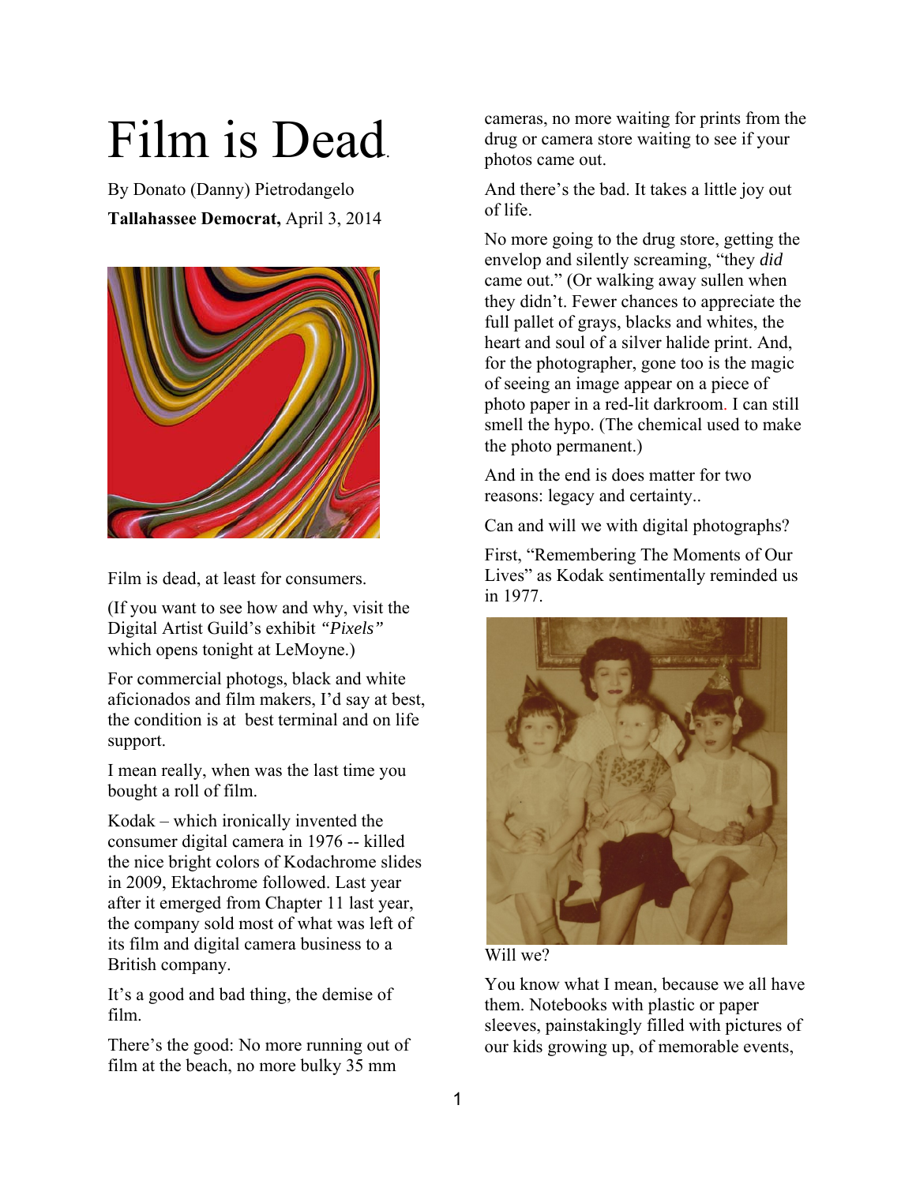# Film is Dead.

By Donato (Danny) Pietrodangelo

**Tallahassee Democrat,** April 3, 2014

Film is dead, at least for consumers.

(If you want to see how and why, visit the Digital Artist Guild's exhibit *"Pixels"* which opens tonight at LeMoyne.)

For commercial photogs, black and white aficionados and film makers, I'd say at best, the condition is at best terminal and on life support.

I mean really, when was the last time you bought a roll of film.

Kodak – which ironically invented the consumer digital camera in 1976 -- killed the nice bright colors of Kodachrome slides in 2009, Ektachrome followed. Last year after it emerged from Chapter 11 last year, the company sold most of what was left of its film and digital camera business to a British company.

It's a good and bad thing, the demise of film.

There's the good: No more running out of film at the beach, no more bulky 35 mm cameras, no more waiting for prints from the drug or camera store waiting to see if your photos came out.

And there's the bad. It takes a little joy out of life.

No more going to the drug store, getting the envelop and silently screaming, "they *did* came out." (Or walking away sullen when they didn't. Fewer chances to appreciate the full pallet of grays, blacks and whites, the heart and soul of a silver halide print. And, for the photographer, gone too is the magic of seeing an image appear on a piece of photo paper in a red-lit darkroom. I can still smell the hypo. (The chemical used to make the photo permanent.)

And in the end is does matter for two reasons: legacy and certainty..

Can and will we with digital photographs?

First, "Remembering The Moments of Our Lives" as Kodak sentimentally reminded us in 1977.

Will we?

You know what I mean, because we all have them. Notebooks with plastic or paper sleeves, painstakingly filled with pictures of our kids growing up, of memorable events,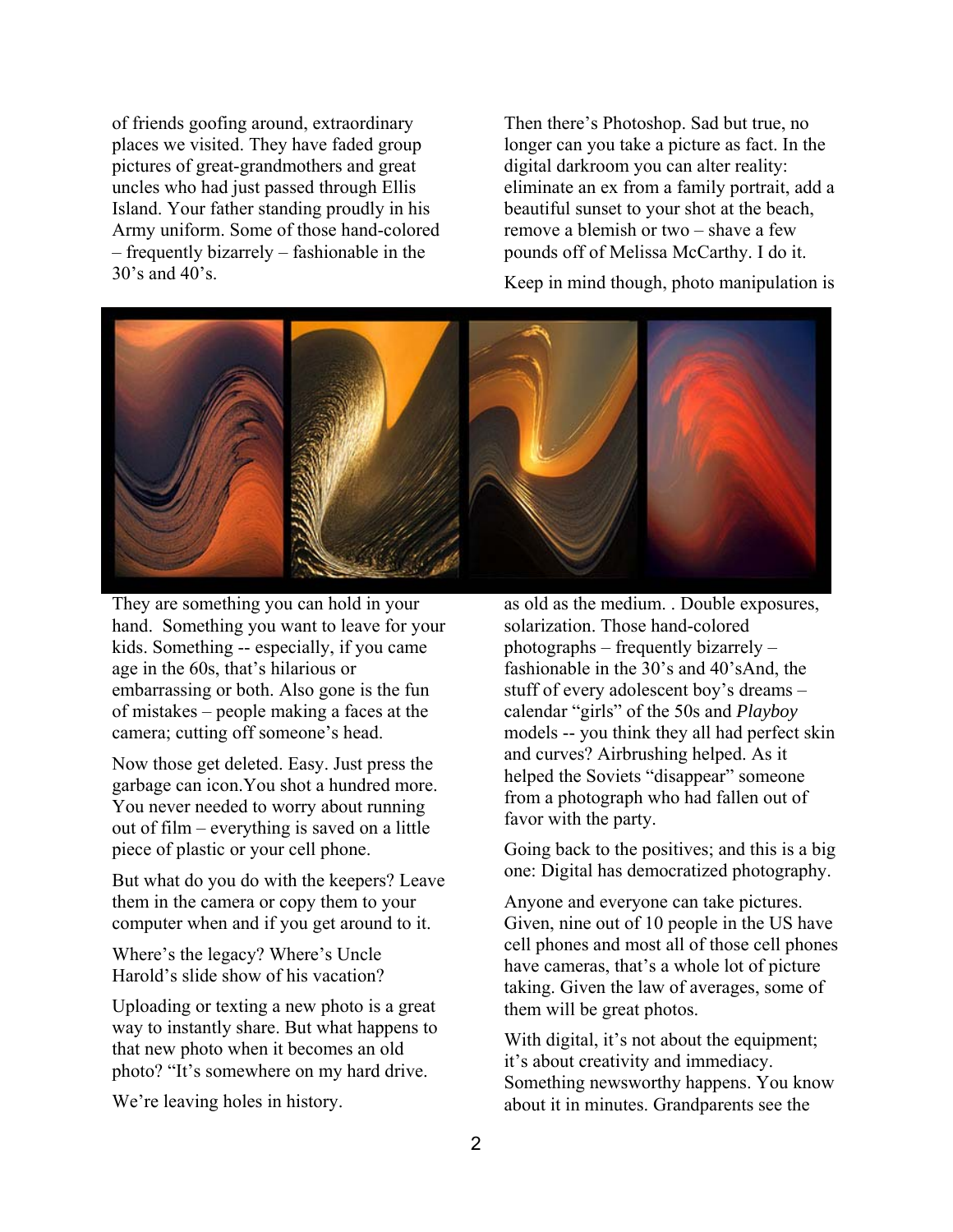of friends goofing around, extraordinary places we visited. They have faded group pictures of great-grandmothers and great uncles who had just passed through Ellis Island. Your father standing proudly in his Army uniform. Some of those hand-colored – frequently bizarrely – fashionable in the 30's and 40's.

They are something you can hold in your hand. Something you want to leave for your kids. Something -- especially, if you came age in the 60s, that's hilarious or embarrassing or both. Also gone is the fun of mistakes – people making a faces at the camera; cutting off someone's head.

Now those get deleted. Easy. Just press the garbage can icon.You shot a hundred more. You never needed to worry about running out of film – everything is saved on a little piece of plastic or your cell phone.

But what do you do with the keepers? Leave them in the camera or copy them to your computer when and if you get around to it.

Where's the legacy? Where's Uncle Harold's slide show of his vacation?

Uploading or texting a new photo is a great way to instantly share. But what happens to that new photo when it becomes an old photo? "It's somewhere on my hard drive.

We're leaving holes in history.

Then there's Photoshop. Sad but true, no longer can you take a picture as fact. In the digital darkroom you can alter reality: eliminate an ex from a family portrait, add a beautiful sunset to your shot at the beach, remove a blemish or two – shave a few pounds off of Melissa McCarthy. I do it.

Keep in mind though, photo manipulation is as old as the medium. . Double exposures, solarization. Those hand-colored photographs – frequently bizarrely – fashionable in the 30's and 40'sAnd, the stuff of every adolescent boy's dreams – calendar "girls" of the 50s and *Playboy* models -- you think they all had perfect skin and curves? Airbrushing helped. As it helped the Soviets "disappear" someone from a photograph who had fallen out of favor with the party.

Going back to the positives; and this is a big one: Digital has democratized photography.

Anyone and everyone can take pictures. Given, nine out of 10 people in the US have cell phones and most all of those cell phones have cameras, that's a whole lot of picture taking. Given the law of averages, some of them will be great photos.

With digital, it's not about the equipment; it's about creativity and immediacy. Something newsworthy happens. You know about it in minutes. Grandparents see the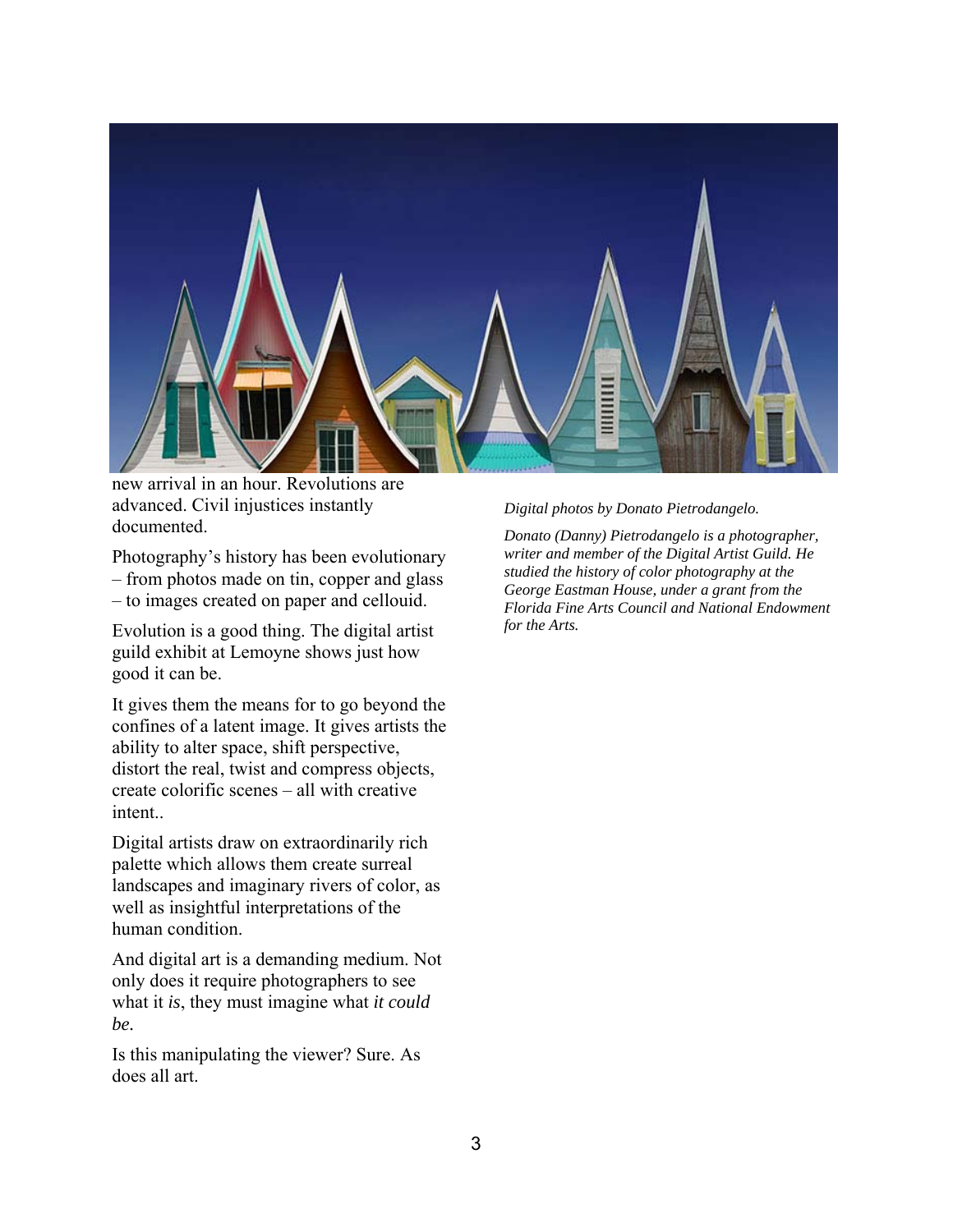new arrival in an hour. Revolutions are advanced. Civil injustices instantly documented.

Photography's history has been evolutionary – from photos made on tin, copper and glass – to images created on paper and cellouid.

Evolution is a good thing. The digital artist guild exhibit at Lemoyne shows just how good it can be.

It gives them the means for to go beyond the confines of a latent image. It gives artists the ability to alter space, shift perspective, distort the real, twist and compress objects, create colorific scenes – all with creative intent..

Digital artists draw on extraordinarily rich palette which allows them create surreal landscapes and imaginary rivers of color, as well as insightful interpretations of the human condition.

And digital art is a demanding medium. Not only does it require photographers to see what it *is*, they must imagine what *it could be.*

Is this manipulating the viewer? Sure. As does all art.

*Digital photos by Donato Pietrodangelo.*

*Donato (Danny) Pietrodangelo is a photographer, writer and member of the Digital Artist Guild. He studied the history of color photography at the George Eastman House, under a grant from the Florida Fine Arts Council and National Endowment for the Arts.*